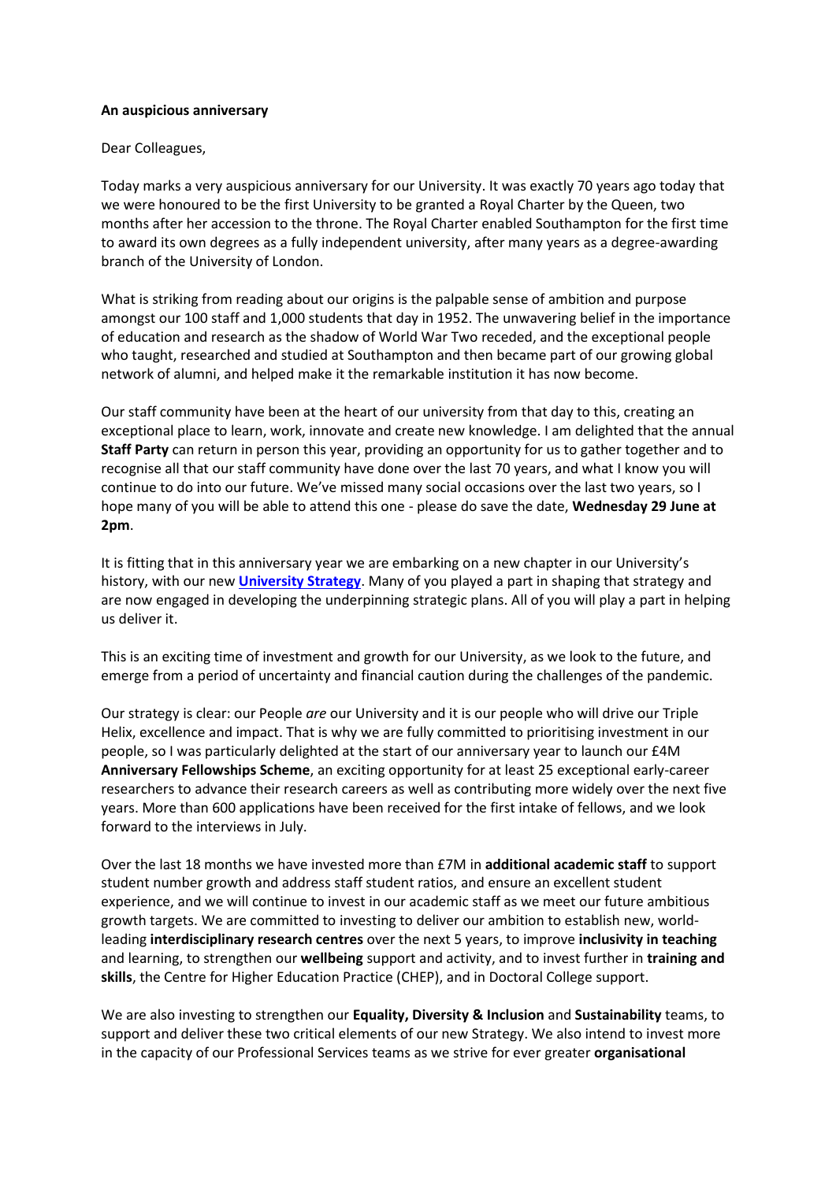**An auspicious anniversary**

Dear Colleagues,

Today marks a very auspicious anniversary for our University. It was exactly 70 years ago today that we were honoured to be the first University to be granted a Royal Charter by the Queen, two months after her accession to the throne. The Royal Charter enabled Southampton for the first time to award its own degrees as a fully independent university, after many years as a degree-awarding branch of the University of London.

What is striking from reading about our origins is the palpable sense of ambition and purpose amongst our 100 staff and 1,000 students that day in 1952. The unwavering belief in the importance of education and research as the shadow of World War Two receded, and the exceptional people who taught, researched and studied at Southampton and then became part of our growing global network of alumni, and helped make it the remarkable institution it has now become.

Our staff community have been at the heart of our university from that day to this, creating an exceptional place to learn, work, innovate and create new knowledge. I am delighted that the annual **Staff Party** can return in person this year, providing an opportunity for us to gather together and to recognise all that our staff community have done over the last 70 years, and what I know you will continue to do into our future. We've missed many social occasions over the last two years, so I hope many of you will be able to attend this one - please do save the date, **Wednesday 29 June at 2pm**.

It is fitting that in this anniversary year we are embarking on a new chapter in our University's history, with our new **University Strategy**. Many of you played a part in shaping that strategy and are now engaged in developing the underpinning strategic plans. All of you will play a part in helping us deliver it.

This is an exciting time of investment and growth for our University, as we look to the future, and emerge from a period of uncertainty and financial caution during the challenges of the pandemic.

Our strategy is clear: our People *are* our University and it is our people who will drive our Triple Helix, excellence and impact. That is why we are fully committed to prioritising investment in our people, so I was particularly delighted at the start of our anniversary year to launch our £4M **Anniversary Fellowships Scheme**, an exciting opportunity for at least 25 exceptional early-career researchers to advance their research careers as well as contributing more widely over the next five years. More than 600 applications have been received for the first intake of fellows, and we look forward to the interviews in July.

Over the last 18 months we have invested more than £7M in **additional academic staff** to support student number growth and address staff student ratios, and ensure an excellent student experience, and we will continue to invest in our academic staff as we meet our future ambitious growth targets. We are committed to investing to deliver our ambition to establish new, world-leading **interdisciplinary research centres** over the next 5 years, to improve **inclusivity in teaching** and learning, to strengthen our **wellbeing** support and activity, and to invest further in **training and skills**, the Centre for Higher Education Practice (CHEP), and in Doctoral College support.

We are also investing to strengthen our **Equality, Diversity & Inclusion** and **Sustainability** teams, to support and deliver these two critical elements of our new Strategy. We also intend to invest more in the capacity of our Professional Services teams as we strive for ever greater **organisational**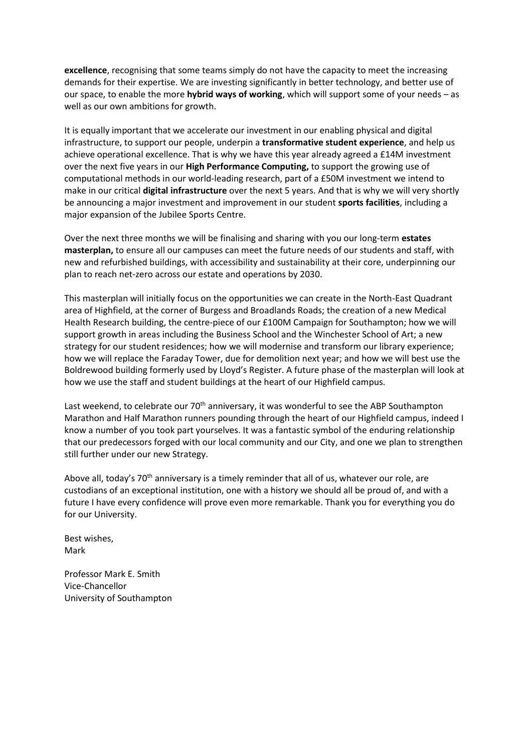**excellence**, recognising that some teams simply do not have the capacity to meet the increasing demands for their expertise. We are investing significantly in better technology, and better use of our space, to enable the more **hybrid ways of working**, which will support some of your needs – as well as our own ambitions for growth.

It is equally important that we accelerate our investment in our enabling physical and digital infrastructure, to support our people, underpin a **transformative student experience**, and help us achieve operational excellence. That is why we have this year already agreed a £14M investment over the next five years in our **High Performance Computing,** to support the growing use of computational methods in our world-leading research, part of a £50M investment we intend to make in our critical **digital infrastructure** over the next 5 years. And that is why we will very shortly be announcing a major investment and improvement in our student **sports facilities**, including a major expansion of the Jubilee Sports Centre.

Over the next three months we will be finalising and sharing with you our long-term **estates masterplan,** to ensure all our campuses can meet the future needs of our students and staff, with new and refurbished buildings, with accessibility and sustainability at their core, underpinning our plan to reach net-zero across our estate and operations by 2030.

This masterplan will initially focus on the opportunities we can create in the North-East Quadrant area of Highfield, at the corner of Burgess and Broadlands Roads; the creation of a new Medical Health Research building, the centre-piece of our £100M Campaign for Southampton; how we will support growth in areas including the Business School and the Winchester School of Art; a new strategy for our student residences; how we will modernise and transform our library experience; how we will replace the Faraday Tower, due for demolition next year; and how we will best use the Boldrewood building formerly used by Lloyd's Register. A future phase of the masterplan will look at how we use the staff and student buildings at the heart of our Highfield campus.

Last weekend, to celebrate our 70th anniversary, it was wonderful to see the ABP Southampton Marathon and Half Marathon runners pounding through the heart of our Highfield campus, indeed I know a number of you took part yourselves. It was a fantastic symbol of the enduring relationship that our predecessors forged with our local community and our City, and one we plan to strengthen still further under our new Strategy.

Above all, today's 70th anniversary is a timely reminder that all of us, whatever our role, are custodians of an exceptional institution, one with a history we should all be proud of, and with a future I have every confidence will prove even more remarkable. Thank you for everything you do for our University.

Best wishes,
Mark

Professor Mark E. Smith
Vice-Chancellor
University of Southampton